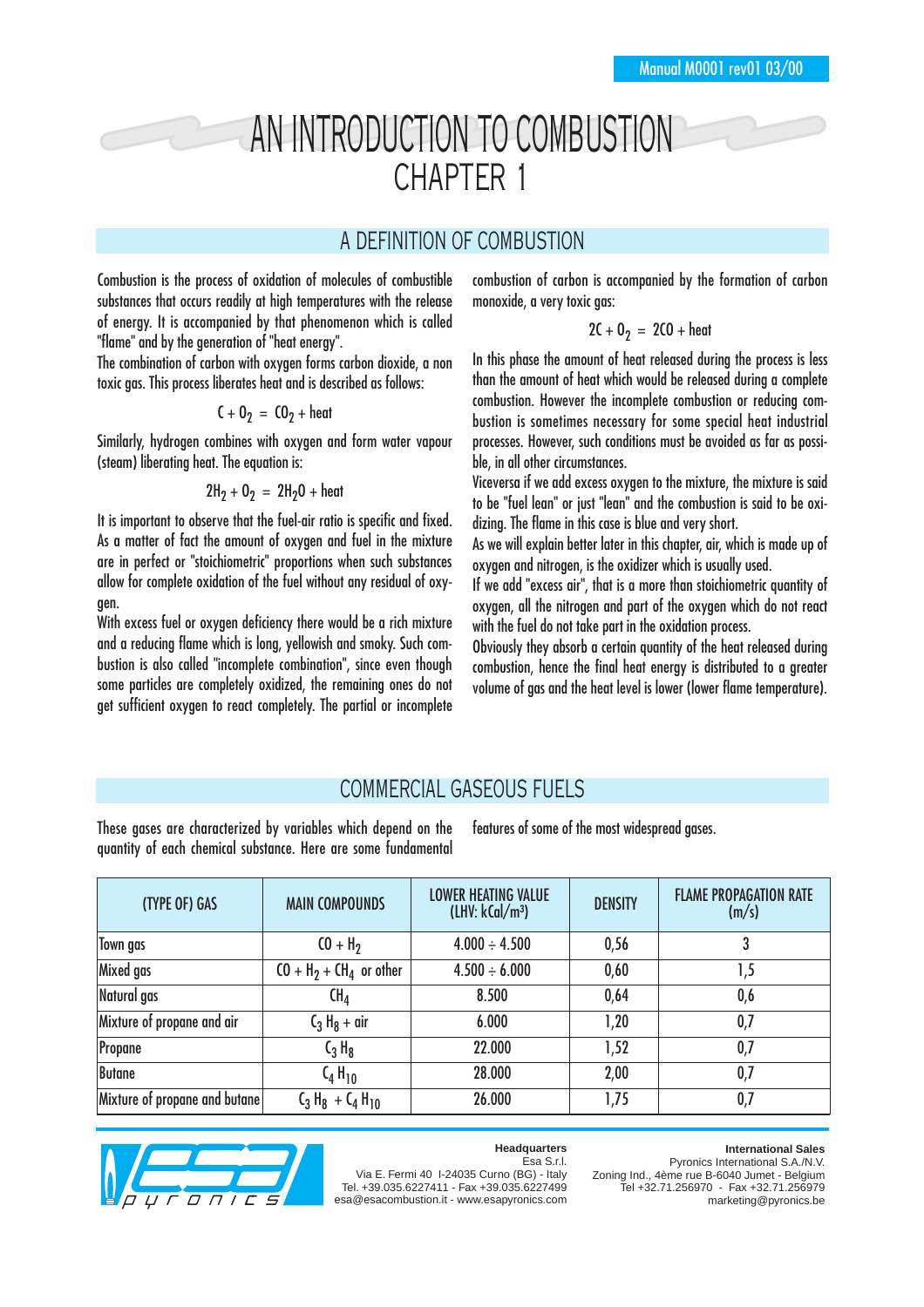# AN INTRODUCTION TO COMBUSTION
# CHAPTER 1

## A DEFINITION OF COMBUSTION

Combustion is the process of oxidation of molecules of combustible substances that occurs readily at high temperatures with the release of energy. It is accompanied by that phenomenon which is called "flame" and by the generation of "heat energy".

The combination of carbon with oxygen forms carbon dioxide, a non toxic gas. This process liberates heat and is described as follows:

$$C + O_2 = CO_2 + \text{heat}$$

Similarly, hydrogen combines with oxygen and form water vapour (steam) liberating heat. The equation is:

$$2H_2 + O_2 = 2H_2O + \text{heat}$$

It is important to observe that the fuel-air ratio is specific and fixed. As a matter of fact the amount of oxygen and fuel in the mixture are in perfect or "stoichiometric" proportions when such substances allow for complete oxidation of the fuel without any residual of oxygen.

With excess fuel or oxygen deficiency there would be a rich mixture and a reducing flame which is long, yellowish and smoky. Such combustion is also called "incomplete combination", since even though some particles are completely oxidized, the remaining ones do not get sufficient oxygen to react completely. The partial or incomplete combustion of carbon is accompanied by the formation of carbon monoxide, a very toxic gas:

$$2C + O_2 = 2CO + \text{heat}$$

In this phase the amount of heat released during the process is less than the amount of heat which would be released during a complete combustion. However the incomplete combustion or reducing combustion is sometimes necessary for some special heat industrial processes. However, such conditions must be avoided as far as possible, in all other circumstances.

Viceversa if we add excess oxygen to the mixture, the mixture is said to be "fuel lean" or just "lean" and the combustion is said to be oxidizing. The flame in this case is blue and very short.

As we will explain better later in this chapter, air, which is made up of oxygen and nitrogen, is the oxidizer which is usually used.

If we add "excess air", that is a more than stoichiometric quantity of oxygen, all the nitrogen and part of the oxygen which do not react with the fuel do not take part in the oxidation process.

Obviously they absorb a certain quantity of the heat released during combustion, hence the final heat energy is distributed to a greater volume of gas and the heat level is lower (lower flame temperature).

## COMMERCIAL GASEOUS FUELS

These gases are characterized by variables which depend on the quantity of each chemical substance. Here are some fundamental features of some of the most widespread gases.

| (TYPE OF) GAS | MAIN COMPOUNDS | LOWER HEATING VALUE (LHV: kCal/m³) | DENSITY | FLAME PROPAGATION RATE (m/s) |
|---|---|---|---|---|
| Town gas | $CO + H_2$ | 4.000 ÷ 4.500 | 0,56 | 3 |
| Mixed gas | $CO + H_2 + CH_4$ or other | 4.500 ÷ 6.000 | 0,60 | 1,5 |
| Natural gas | $CH_4$ | 8.500 | 0,64 | 0,6 |
| Mixture of propane and air | $C_3H_8$ + air | 6.000 | 1,20 | 0,7 |
| Propane | $C_3H_8$ | 22.000 | 1,52 | 0,7 |
| Butane | $C_4H_{10}$ | 28.000 | 2,00 | 0,7 |
| Mixture of propane and butane | $C_3H_8 + C_4H_{10}$ | 26.000 | 1,75 | 0,7 |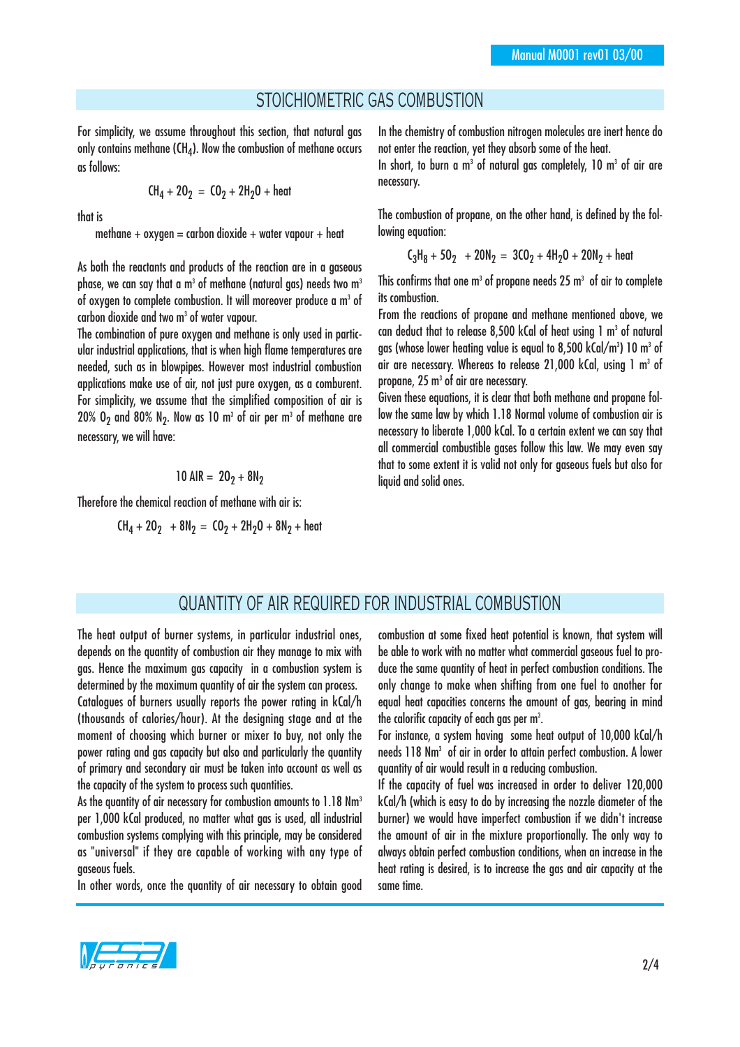## STOICHIOMETRIC GAS COMBUSTION

For simplicity, we assume throughout this section, that natural gas only contains methane ($CH_4$). Now the combustion of methane occurs as follows:

$$CH_4 + 2O_2 = CO_2 + 2H_2O + \text{heat}$$

that is

methane + oxygen = carbon dioxide + water vapour + heat

As both the reactants and products of the reaction are in a gaseous phase, we can say that a $m^3$ of methane (natural gas) needs two $m^3$ of oxygen to complete combustion. It will moreover produce a $m^3$ of carbon dioxide and two $m^3$ of water vapour.

The combination of pure oxygen and methane is only used in particular industrial applications, that is when high flame temperatures are needed, such as in blowpipes. However most industrial combustion applications make use of air, not just pure oxygen, as a comburent. For simplicity, we assume that the simplified composition of air is 20% $O_2$ and 80% $N_2$. Now as 10 $m^3$ of air per $m^3$ of methane are necessary, we will have:

$$10\ AIR = 2O_2 + 8N_2$$

Therefore the chemical reaction of methane with air is:

$$CH_4 + 2O_2 + 8N_2 = CO_2 + 2H_2O + 8N_2 + \text{heat}$$

In the chemistry of combustion nitrogen molecules are inert hence do not enter the reaction, yet they absorb some of the heat.

In short, to burn a $m^3$ of natural gas completely, 10 $m^3$ of air are necessary.

The combustion of propane, on the other hand, is defined by the following equation:

$$C_3H_8 + 5O_2 + 20N_2 = 3CO_2 + 4H_2O + 20N_2 + \text{heat}$$

This confirms that one $m^3$ of propane needs 25 $m^3$ of air to complete its combustion.

From the reactions of propane and methane mentioned above, we can deduct that to release 8,500 kCal of heat using 1 $m^3$ of natural gas (whose lower heating value is equal to 8,500 kCal/$m^3$) 10 $m^3$ of air are necessary. Whereas to release 21,000 kCal, using 1 $m^3$ of propane, 25 $m^3$ of air are necessary.

Given these equations, it is clear that both methane and propane follow the same law by which 1.18 Normal volume of combustion air is necessary to liberate 1,000 kCal. To a certain extent we can say that all commercial combustible gases follow this law. We may even say that to some extent it is valid not only for gaseous fuels but also for liquid and solid ones.

## QUANTITY OF AIR REQUIRED FOR INDUSTRIAL COMBUSTION

The heat output of burner systems, in particular industrial ones, depends on the quantity of combustion air they manage to mix with gas. Hence the maximum gas capacity in a combustion system is determined by the maximum quantity of air the system can process.

Catalogues of burners usually reports the power rating in kCal/h (thousands of calories/hour). At the designing stage and at the moment of choosing which burner or mixer to buy, not only the power rating and gas capacity but also and particularly the quantity of primary and secondary air must be taken into account as well as the capacity of the system to process such quantities.

As the quantity of air necessary for combustion amounts to 1.18 $Nm^3$ per 1,000 kCal produced, no matter what gas is used, all industrial combustion systems complying with this principle, may be considered as "universal" if they are capable of working with any type of gaseous fuels.

In other words, once the quantity of air necessary to obtain good combustion at some fixed heat potential is known, that system will be able to work with no matter what commercial gaseous fuel to produce the same quantity of heat in perfect combustion conditions. The only change to make when shifting from one fuel to another for equal heat capacities concerns the amount of gas, bearing in mind the calorific capacity of each gas per $m^3$.

For instance, a system having some heat output of 10,000 kCal/h needs 118 $Nm^3$ of air in order to attain perfect combustion. A lower quantity of air would result in a reducing combustion.

If the capacity of fuel was increased in order to deliver 120,000 kCal/h (which is easy to do by increasing the nozzle diameter of the burner) we would have imperfect combustion if we didn't increase the amount of air in the mixture proportionally. The only way to always obtain perfect combustion conditions, when an increase in the heat rating is desired, is to increase the gas and air capacity at the same time.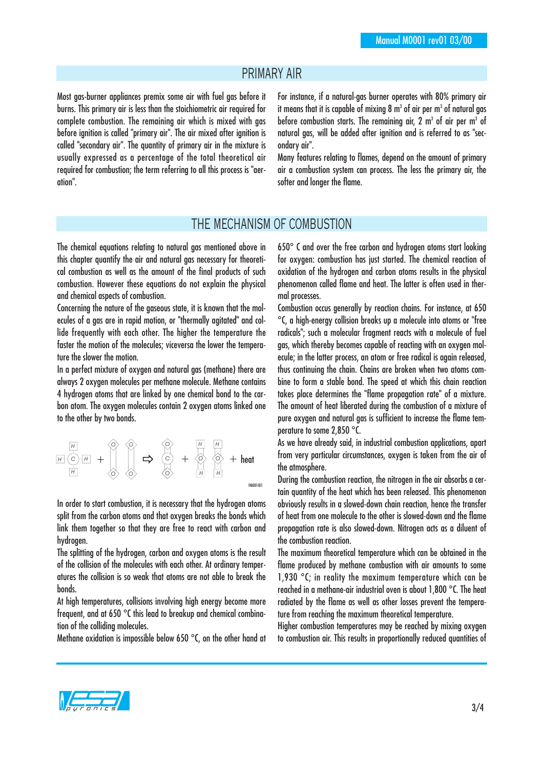## PRIMARY AIR

Most gas-burner appliances premix some air with fuel gas before it burns. This primary air is less than the stoichiometric air required for complete combustion. The remaining air which is mixed with gas before ignition is called "primary air". The air mixed after ignition is called "secondary air". The quantity of primary air in the mixture is usually expressed as a percentage of the total theoretical air required for combustion; the term referring to all this process is "aeration".

For instance, if a natural-gas burner operates with 80% primary air it means that it is capable of mixing 8 m$^3$ of air per m$^3$ of natural gas before combustion starts. The remaining air, 2 m$^3$ of air per m$^3$ of natural gas, will be added after ignition and is referred to as "secondary air".

Many features relating to flames, depend on the amount of primary air a combustion system can process. The less the primary air, the softer and longer the flame.

## THE MECHANISM OF COMBUSTION

The chemical equations relating to natural gas mentioned above in this chapter quantify the air and natural gas necessary for theoretical combustion as well as the amount of the final products of such combustion. However these equations do not explain the physical and chemical aspects of combustion.

Concerning the nature of the gaseous state, it is known that the molecules of a gas are in rapid motion, or "thermally agitated" and collide frequently with each other. The higher the temperature the faster the motion of the molecules; viceversa the lower the temperature the slower the motion.

In a perfect mixture of oxygen and natural gas (methane) there are always 2 oxygen molecules per methane molecule. Methane contains 4 hydrogen atoms that are linked by one chemical bond to the carbon atom. The oxygen molecules contain 2 oxygen atoms linked one to the other by two bonds.

$$CH_4 + 2\,O_2 \Rightarrow CO_2 + 2\,H_2O + \text{heat}$$

FM001I01

In order to start combustion, it is necessary that the hydrogen atoms split from the carbon atoms and that oxygen breaks the bonds which link them together so that they are free to react with carbon and hydrogen.

The splitting of the hydrogen, carbon and oxygen atoms is the result of the collision of the molecules with each other. At ordinary temperatures the collision is so weak that atoms are not able to break the bonds.

At high temperatures, collisions involving high energy become more frequent, and at 650 °C this lead to breakup and chemical combination of the colliding molecules.

Methane oxidation is impossible below 650 °C, on the other hand at 650° C and over the free carbon and hydrogen atoms start looking for oxygen: combustion has just started. The chemical reaction of oxidation of the hydrogen and carbon atoms results in the physical phenomenon called flame and heat. The latter is often used in thermal processes.

Combustion occus generally by reaction chains. For instance, at 650 °C, a high-energy collision breaks up a molecule into atoms or "free radicals"; such a molecular fragment reacts with a molecule of fuel gas, which thereby becomes capable of reacting with an oxygen molecule; in the latter process, an atom or free radical is again released, thus continuing the chain. Chains are broken when two atoms combine to form a stable bond. The speed at which this chain reaction takes place determines the "flame propagation rate" of a mixture.

The amount of heat liberated during the combustion of a mixture of pure oxygen and natural gas is sufficient to increase the flame temperature to some 2,850 °C.

As we have already said, in industrial combustion applications, apart from very particular circumstances, oxygen is taken from the air of the atmosphere.

During the combustion reaction, the nitrogen in the air absorbs a certain quantity of the heat which has been released. This phenomenon obviously results in a slowed-down chain reaction, hence the transfer of heat from one molecule to the other is slowed-down and the flame propagation rate is also slowed-down. Nitrogen acts as a diluent of the combustion reaction.

The maximum theoretical temperature which can be obtained in the flame produced by methane combustion with air amounts to some 1,930 °C; in reality the maximum temperature which can be reached in a methane-air industrial oven is about 1,800 °C. The heat radiated by the flame as well as other losses prevent the temperature from reaching the maximum theoretical temperature.

Higher combustion temperatures may be reached by mixing oxygen to combustion air. This results in proportionally reduced quantities of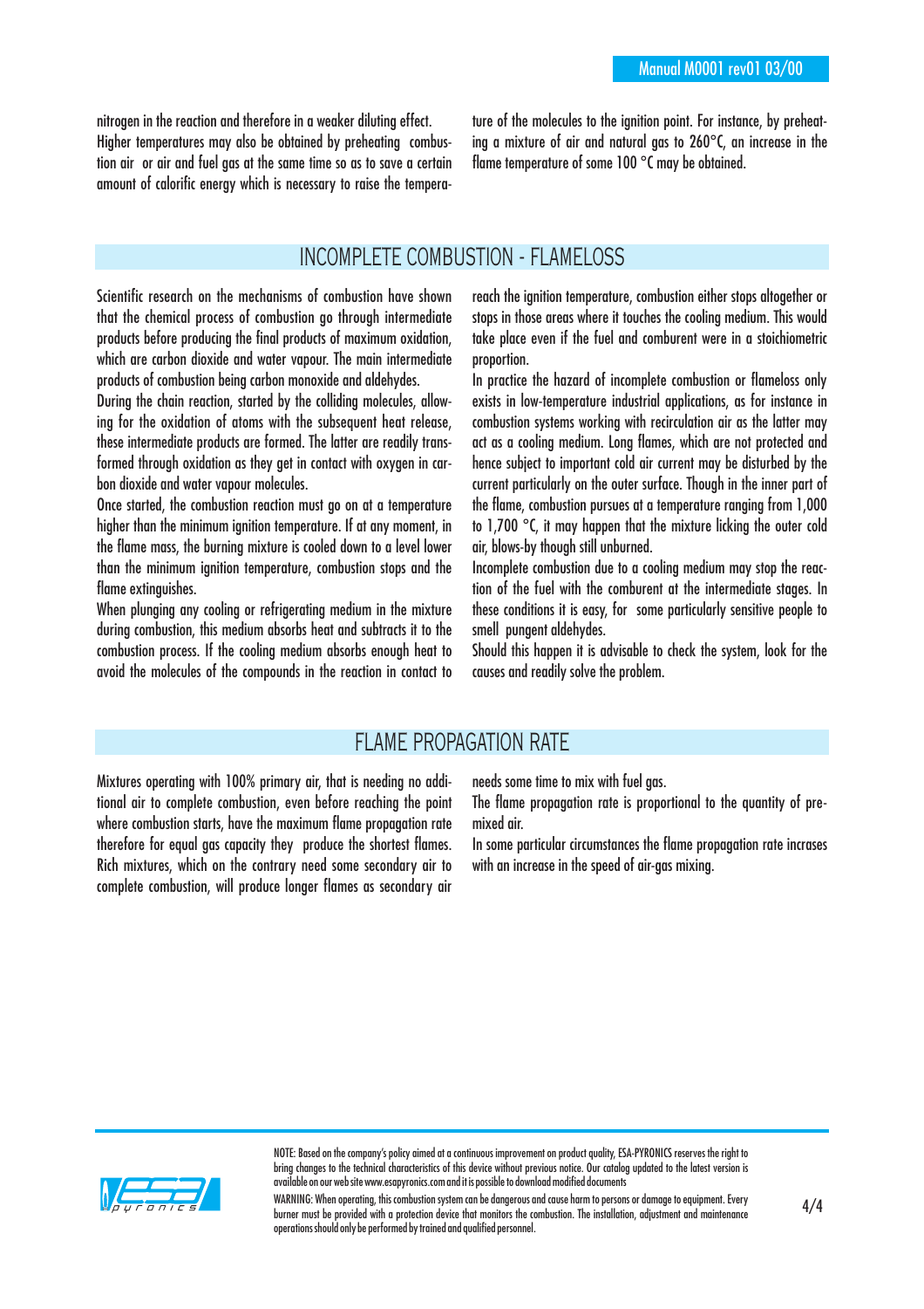nitrogen in the reaction and therefore in a weaker diluting effect.
Higher temperatures may also be obtained by preheating combustion air or air and fuel gas at the same time so as to save a certain amount of calorific energy which is necessary to raise the temperature of the molecules to the ignition point. For instance, by preheating a mixture of air and natural gas to 260°C, an increase in the flame temperature of some 100 °C may be obtained.

## INCOMPLETE COMBUSTION - FLAMELOSS

Scientific research on the mechanisms of combustion have shown that the chemical process of combustion go through intermediate products before producing the final products of maximum oxidation, which are carbon dioxide and water vapour. The main intermediate products of combustion being carbon monoxide and aldehydes.

During the chain reaction, started by the colliding molecules, allowing for the oxidation of atoms with the subsequent heat release, these intermediate products are formed. The latter are readily transformed through oxidation as they get in contact with oxygen in carbon dioxide and water vapour molecules.

Once started, the combustion reaction must go on at a temperature higher than the minimum ignition temperature. If at any moment, in the flame mass, the burning mixture is cooled down to a level lower than the minimum ignition temperature, combustion stops and the flame extinguishes.

When plunging any cooling or refrigerating medium in the mixture during combustion, this medium absorbs heat and subtracts it to the combustion process. If the cooling medium absorbs enough heat to avoid the molecules of the compounds in the reaction in contact to reach the ignition temperature, combustion either stops altogether or stops in those areas where it touches the cooling medium. This would take place even if the fuel and comburent were in a stoichiometric proportion.

In practice the hazard of incomplete combustion or flameloss only exists in low-temperature industrial applications, as for instance in combustion systems working with recirculation air as the latter may act as a cooling medium. Long flames, which are not protected and hence subject to important cold air current may be disturbed by the current particularly on the outer surface. Though in the inner part of the flame, combustion pursues at a temperature ranging from 1,000 to 1,700 °C, it may happen that the mixture licking the outer cold air, blows-by though still unburned.

Incomplete combustion due to a cooling medium may stop the reaction of the fuel with the comburent at the intermediate stages. In these conditions it is easy, for some particularly sensitive people to smell pungent aldehydes.

Should this happen it is advisable to check the system, look for the causes and readily solve the problem.

## FLAME PROPAGATION RATE

Mixtures operating with 100% primary air, that is needing no additional air to complete combustion, even before reaching the point where combustion starts, have the maximum flame propagation rate therefore for equal gas capacity they produce the shortest flames. Rich mixtures, which on the contrary need some secondary air to complete combustion, will produce longer flames as secondary air needs some time to mix with fuel gas.

The flame propagation rate is proportional to the quantity of premixed air.

In some particular circumstances the flame propagation rate incrases with an increase in the speed of air-gas mixing.

NOTE: Based on the company's policy aimed at a continuous improvement on product quality, ESA-PYRONICS reserves the right to bring changes to the technical characteristics of this device without previous notice. Our catalog updated to the latest version is available on our web site www.esapyronics.com and it is possible to download modified documents

WARNING: When operating, this combustion system can be dangerous and cause harm to persons or damage to equipment. Every burner must be provided with a protection device that monitors the combustion. The installation, adjustment and maintenance operations should only be performed by trained and qualified personnel.